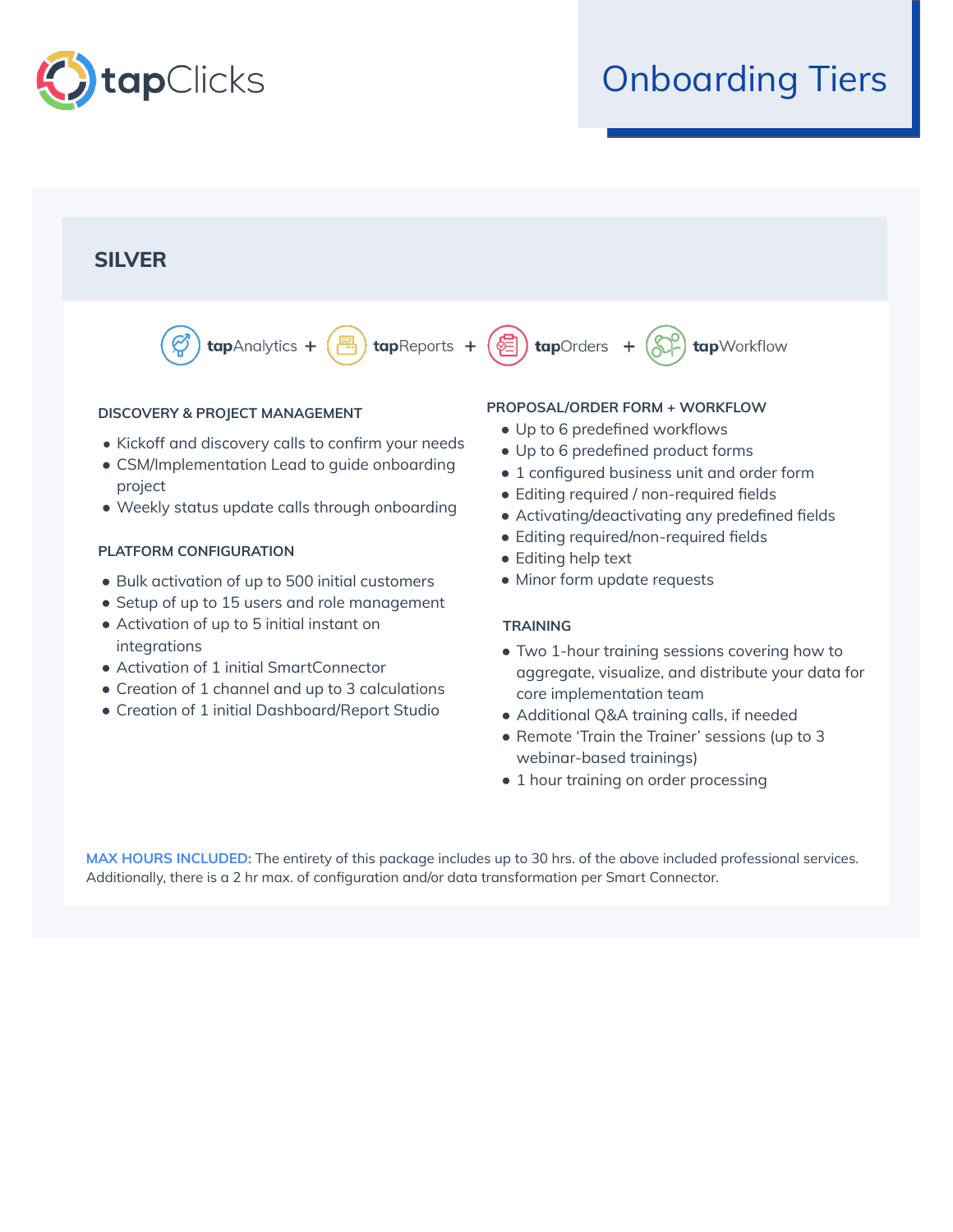tapClicks

# Onboarding Tiers

## SILVER

tapAnalytics + tapReports + tapOrders + tapWorkflow

### DISCOVERY & PROJECT MANAGEMENT

- Kickoff and discovery calls to confirm your needs
- CSM/Implementation Lead to guide onboarding project
- Weekly status update calls through onboarding

### PLATFORM CONFIGURATION

- Bulk activation of up to 500 initial customers
- Setup of up to 15 users and role management
- Activation of up to 5 initial instant on integrations
- Activation of 1 initial SmartConnector
- Creation of 1 channel and up to 3 calculations
- Creation of 1 initial Dashboard/Report Studio

### PROPOSAL/ORDER FORM + WORKFLOW

- Up to 6 predefined workflows
- Up to 6 predefined product forms
- 1 configured business unit and order form
- Editing required / non-required fields
- Activating/deactivating any predefined fields
- Editing required/non-required fields
- Editing help text
- Minor form update requests

### TRAINING

- Two 1-hour training sessions covering how to aggregate, visualize, and distribute your data for core implementation team
- Additional Q&A training calls, if needed
- Remote 'Train the Trainer' sessions (up to 3 webinar-based trainings)
- 1 hour training on order processing

**MAX HOURS INCLUDED:** The entirety of this package includes up to 30 hrs. of the above included professional services. Additionally, there is a 2 hr max. of configuration and/or data transformation per Smart Connector.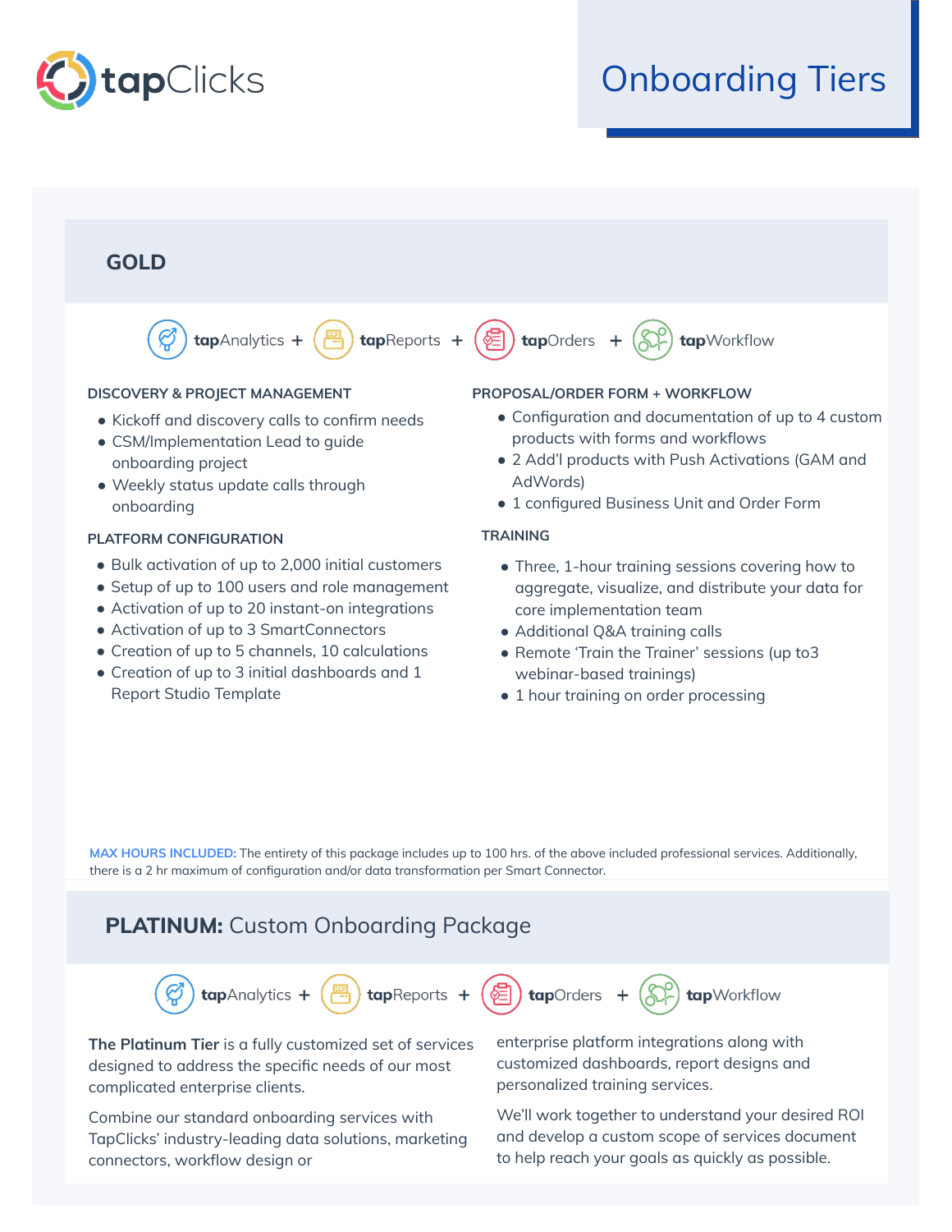tapClicks

# Onboarding Tiers

## GOLD

tapAnalytics + tapReports + tapOrders + tapWorkflow

### DISCOVERY & PROJECT MANAGEMENT

- Kickoff and discovery calls to confirm needs
- CSM/Implementation Lead to guide onboarding project
- Weekly status update calls through onboarding

### PLATFORM CONFIGURATION

- Bulk activation of up to 2,000 initial customers
- Setup of up to 100 users and role management
- Activation of up to 20 instant-on integrations
- Activation of up to 3 SmartConnectors
- Creation of up to 5 channels, 10 calculations
- Creation of up to 3 initial dashboards and 1 Report Studio Template

### PROPOSAL/ORDER FORM + WORKFLOW

- Configuration and documentation of up to 4 custom products with forms and workflows
- 2 Add'l products with Push Activations (GAM and AdWords)
- 1 configured Business Unit and Order Form

### TRAINING

- Three, 1-hour training sessions covering how to aggregate, visualize, and distribute your data for core implementation team
- Additional Q&A training calls
- Remote 'Train the Trainer' sessions (up to3 webinar-based trainings)
- 1 hour training on order processing

**MAX HOURS INCLUDED:** The entirety of this package includes up to 100 hrs. of the above included professional services. Additionally, there is a 2 hr maximum of configuration and/or data transformation per Smart Connector.

## PLATINUM: Custom Onboarding Package

tapAnalytics + tapReports + tapOrders + tapWorkflow

**The Platinum Tier** is a fully customized set of services designed to address the specific needs of our most complicated enterprise clients.

Combine our standard onboarding services with TapClicks' industry-leading data solutions, marketing connectors, workflow design or enterprise platform integrations along with customized dashboards, report designs and personalized training services.

We'll work together to understand your desired ROI and develop a custom scope of services document to help reach your goals as quickly as possible.